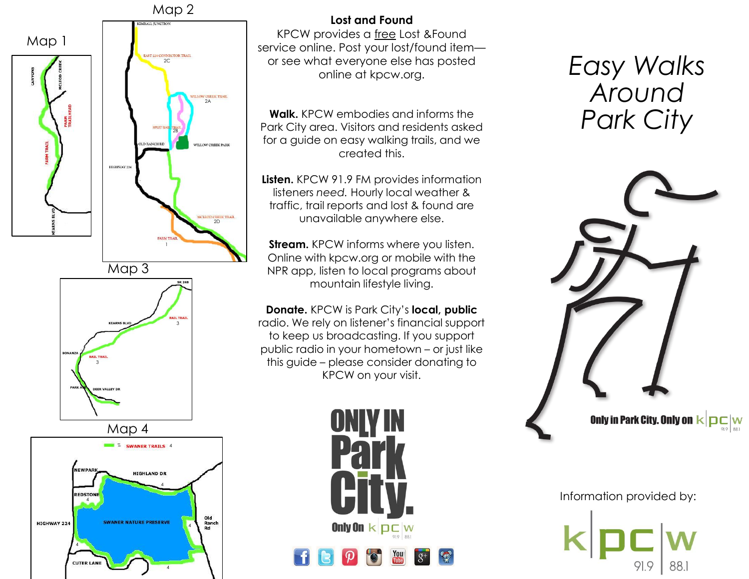# Easy Walks Around Park City

Information provided by: KPCW 91.9 | 88.1

Only in Park City. Only on KPCW 91.9 | 88.1

## Map 1

CANYONS
MCLEOD CREEK
FARM TRAILHEAD
FARM TRAIL
KEARNS BLVD

## Map 2

KIMBALL JUNCTION
EAST 224 CONNECTOR TRAIL 2C
WILLOW CREEK TRAIL 2A
SPLIT RAIL TRAIL 2B
OLD RANCH RD
WILLOW CREEK PARK
HIGHWAY 224
MCLEOD CREEK TRAIL 2D
FARM TRAIL 1

## Map 3

SR 248
RAIL TRAIL 3
KEARNS BLVD
BONANZA
RAIL TRAIL 3
PARK AVE
DEER VALLEY DR

## Map 4

= SWANER TRAILS 4
NEWPARK
HIGHLAND DR
REDSTONE 4
HIGHWAY 224
SWANER NATURE PRESERVE
Old Ranch Rd
CUTER LANE

## Lost and Found

KPCW provides a free Lost &Found service online. Post your lost/found item—or see what everyone else has posted online at kpcw.org.

**Walk.** KPCW embodies and informs the Park City area. Visitors and residents asked for a guide on easy walking trails, and we created this.

**Listen.** KPCW 91.9 FM provides information listeners *need.* Hourly local weather & traffic, trail reports and lost & found are unavailable anywhere else.

**Stream.** KPCW informs where you listen. Online with kpcw.org or mobile with the NPR app, listen to local programs about mountain lifestyle living.

**Donate.** KPCW is Park City's **local, public** radio. We rely on listener's financial support to keep us broadcasting. If you support public radio in your hometown – or just like this guide – please consider donating to KPCW on your visit.

ONLY IN Park City. Only On KPCW 91.9 | 88.1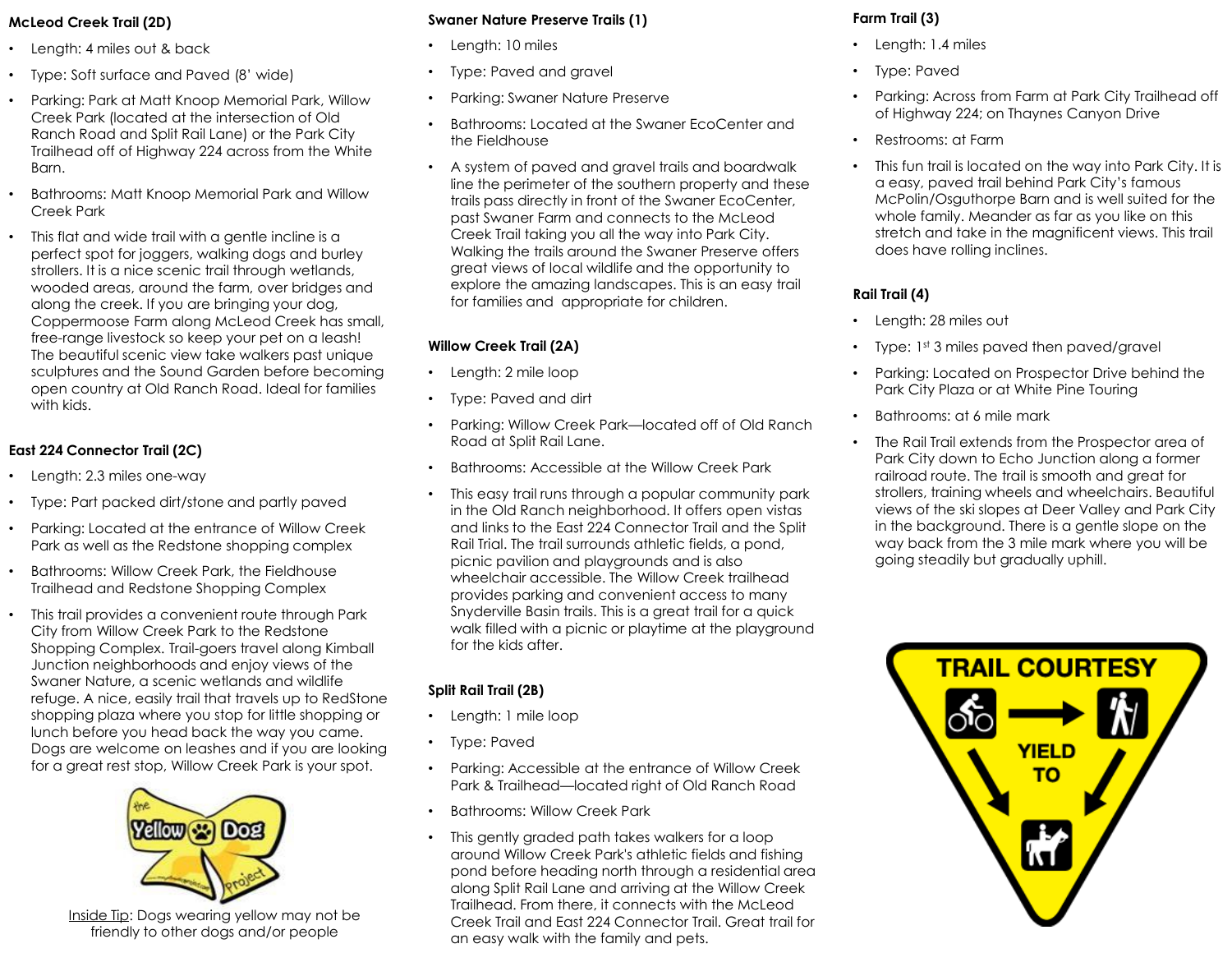### McLeod Creek Trail (2D)

- Length: 4 miles out & back
- Type: Soft surface and Paved (8' wide)
- Parking: Park at Matt Knoop Memorial Park, Willow Creek Park (located at the intersection of Old Ranch Road and Split Rail Lane) or the Park City Trailhead off of Highway 224 across from the White Barn.
- Bathrooms: Matt Knoop Memorial Park and Willow Creek Park
- This flat and wide trail with a gentle incline is a perfect spot for joggers, walking dogs and burley strollers. It is a nice scenic trail through wetlands, wooded areas, around the farm, over bridges and along the creek. If you are bringing your dog, Coppermoose Farm along McLeod Creek has small, free-range livestock so keep your pet on a leash! The beautiful scenic view take walkers past unique sculptures and the Sound Garden before becoming open country at Old Ranch Road. Ideal for families with kids.

### East 224 Connector Trail (2C)

- Length: 2.3 miles one-way
- Type: Part packed dirt/stone and partly paved
- Parking: Located at the entrance of Willow Creek Park as well as the Redstone shopping complex
- Bathrooms: Willow Creek Park, the Fieldhouse Trailhead and Redstone Shopping Complex
- This trail provides a convenient route through Park City from Willow Creek Park to the Redstone Shopping Complex. Trail-goers travel along Kimball Junction neighborhoods and enjoy views of the Swaner Nature, a scenic wetlands and wildlife refuge. A nice, easily trail that travels up to RedStone shopping plaza where you stop for little shopping or lunch before you head back the way you came. Dogs are welcome on leashes and if you are looking for a great rest stop, Willow Creek Park is your spot.

the Yellow Dog Project

Inside Tip: Dogs wearing yellow may not be friendly to other dogs and/or people

### Swaner Nature Preserve Trails (1)

- Length: 10 miles
- Type: Paved and gravel
- Parking: Swaner Nature Preserve
- Bathrooms: Located at the Swaner EcoCenter and the Fieldhouse
- A system of paved and gravel trails and boardwalk line the perimeter of the southern property and these trails pass directly in front of the Swaner EcoCenter, past Swaner Farm and connects to the McLeod Creek Trail taking you all the way into Park City. Walking the trails around the Swaner Preserve offers great views of local wildlife and the opportunity to explore the amazing landscapes. This is an easy trail for families and appropriate for children.

### Willow Creek Trail (2A)

- Length: 2 mile loop
- Type: Paved and dirt
- Parking: Willow Creek Park—located off of Old Ranch Road at Split Rail Lane.
- Bathrooms: Accessible at the Willow Creek Park
- This easy trail runs through a popular community park in the Old Ranch neighborhood. It offers open vistas and links to the East 224 Connector Trail and the Split Rail Trial. The trail surrounds athletic fields, a pond, picnic pavilion and playgrounds and is also wheelchair accessible. The Willow Creek trailhead provides parking and convenient access to many Snyderville Basin trails. This is a great trail for a quick walk filled with a picnic or playtime at the playground for the kids after.

### Split Rail Trail (2B)

- Length: 1 mile loop
- Type: Paved
- Parking: Accessible at the entrance of Willow Creek Park & Trailhead—located right of Old Ranch Road
- Bathrooms: Willow Creek Park
- This gently graded path takes walkers for a loop around Willow Creek Park's athletic fields and fishing pond before heading north through a residential area along Split Rail Lane and arriving at the Willow Creek Trailhead. From there, it connects with the McLeod Creek Trail and East 224 Connector Trail. Great trail for an easy walk with the family and pets.

### Farm Trail (3)

- Length: 1.4 miles
- Type: Paved
- Parking: Across from Farm at Park City Trailhead off of Highway 224; on Thaynes Canyon Drive
- Restrooms: at Farm
- This fun trail is located on the way into Park City. It is a easy, paved trail behind Park City's famous McPolin/Osguthorpe Barn and is well suited for the whole family. Meander as far as you like on this stretch and take in the magnificent views. This trail does have rolling inclines.

### Rail Trail (4)

- Length: 28 miles out
- Type: 1st 3 miles paved then paved/gravel
- Parking: Located on Prospector Drive behind the Park City Plaza or at White Pine Touring
- Bathrooms: at 6 mile mark
- The Rail Trail extends from the Prospector area of Park City down to Echo Junction along a former railroad route. The trail is smooth and great for strollers, training wheels and wheelchairs. Beautiful views of the ski slopes at Deer Valley and Park City in the background. There is a gentle slope on the way back from the 3 mile mark where you will be going steadily but gradually uphill.

TRAIL COURTESY

YIELD TO